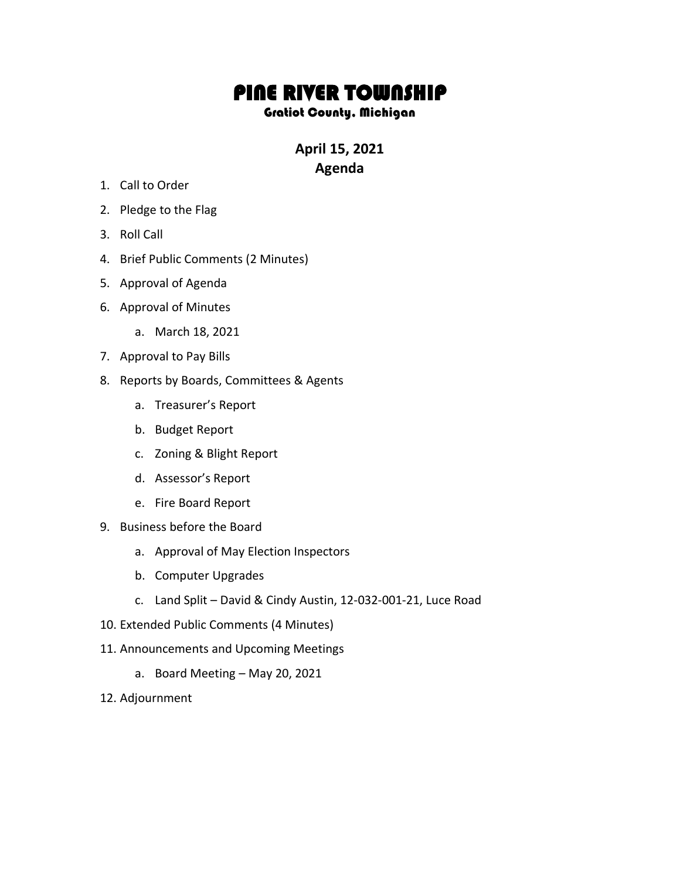# PINE RIVER TOWNSHIP

### Gratiot County, Michigan

## April 15, 2021
## Agenda

1. Call to Order
2. Pledge to the Flag
3. Roll Call
4. Brief Public Comments (2 Minutes)
5. Approval of Agenda
6. Approval of Minutes
    a. March 18, 2021
7. Approval to Pay Bills
8. Reports by Boards, Committees & Agents
    a. Treasurer's Report
    b. Budget Report
    c. Zoning & Blight Report
    d. Assessor's Report
    e. Fire Board Report
9. Business before the Board
    a. Approval of May Election Inspectors
    b. Computer Upgrades
    c. Land Split – David & Cindy Austin, 12-032-001-21, Luce Road
10. Extended Public Comments (4 Minutes)
11. Announcements and Upcoming Meetings
    a. Board Meeting – May 20, 2021
12. Adjournment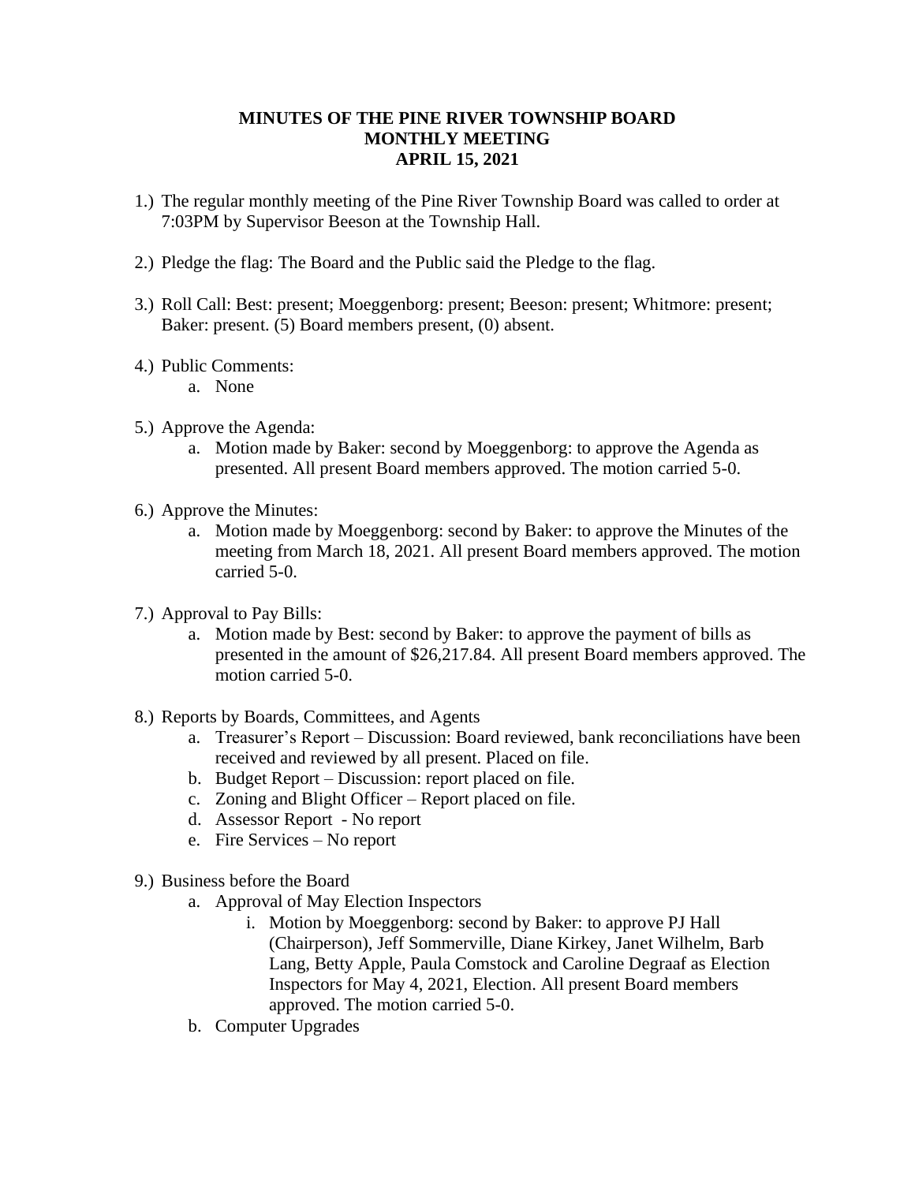**MINUTES OF THE PINE RIVER TOWNSHIP BOARD**
**MONTHLY MEETING**
**APRIL 15, 2021**

1.) The regular monthly meeting of the Pine River Township Board was called to order at 7:03PM by Supervisor Beeson at the Township Hall.

2.) Pledge the flag: The Board and the Public said the Pledge to the flag.

3.) Roll Call: Best: present; Moeggenborg: present; Beeson: present; Whitmore: present; Baker: present. (5) Board members present, (0) absent.

4.) Public Comments:
    a. None

5.) Approve the Agenda:
    a. Motion made by Baker: second by Moeggenborg: to approve the Agenda as presented. All present Board members approved. The motion carried 5-0.

6.) Approve the Minutes:
    a. Motion made by Moeggenborg: second by Baker: to approve the Minutes of the meeting from March 18, 2021. All present Board members approved. The motion carried 5-0.

7.) Approval to Pay Bills:
    a. Motion made by Best: second by Baker: to approve the payment of bills as presented in the amount of $26,217.84. All present Board members approved. The motion carried 5-0.

8.) Reports by Boards, Committees, and Agents
    a. Treasurer's Report – Discussion: Board reviewed, bank reconciliations have been received and reviewed by all present. Placed on file.
    b. Budget Report – Discussion: report placed on file.
    c. Zoning and Blight Officer – Report placed on file.
    d. Assessor Report - No report
    e. Fire Services – No report

9.) Business before the Board
    a. Approval of May Election Inspectors
        i. Motion by Moeggenborg: second by Baker: to approve PJ Hall (Chairperson), Jeff Sommerville, Diane Kirkey, Janet Wilhelm, Barb Lang, Betty Apple, Paula Comstock and Caroline Degraaf as Election Inspectors for May 4, 2021, Election. All present Board members approved. The motion carried 5-0.
    b. Computer Upgrades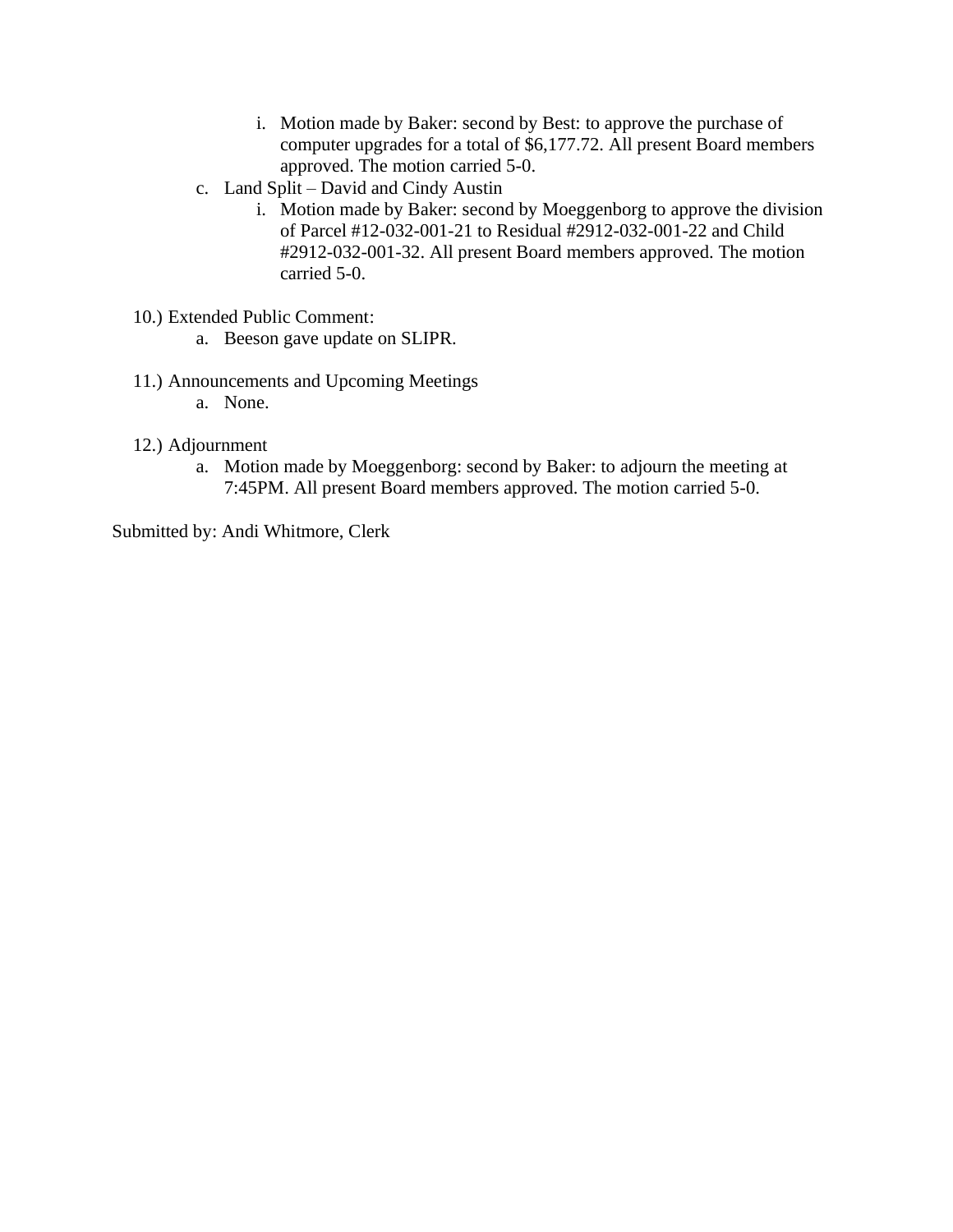i. Motion made by Baker: second by Best: to approve the purchase of computer upgrades for a total of $6,177.72. All present Board members approved. The motion carried 5-0.

   c. Land Split – David and Cindy Austin

        i. Motion made by Baker: second by Moeggenborg to approve the division of Parcel #12-032-001-21 to Residual #2912-032-001-22 and Child #2912-032-001-32. All present Board members approved. The motion carried 5-0.

10.) Extended Public Comment:

   a. Beeson gave update on SLIPR.

11.) Announcements and Upcoming Meetings

   a. None.

12.) Adjournment

   a. Motion made by Moeggenborg: second by Baker: to adjourn the meeting at 7:45PM. All present Board members approved. The motion carried 5-0.

Submitted by: Andi Whitmore, Clerk